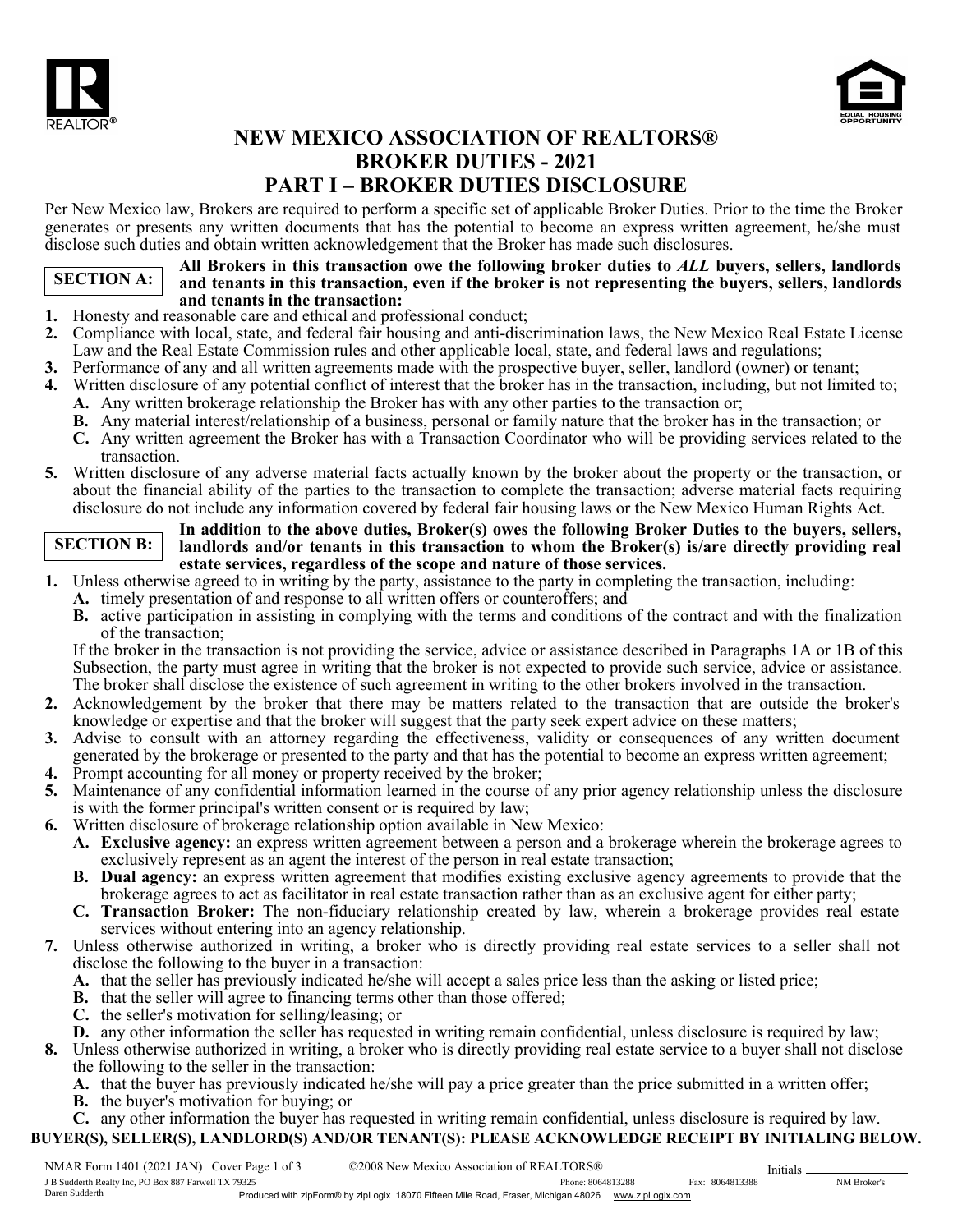# NEW MEXICO ASSOCIATION OF REALTORS®
# BROKER DUTIES - 2021
# PART I – BROKER DUTIES DISCLOSURE

Per New Mexico law, Brokers are required to perform a specific set of applicable Broker Duties. Prior to the time the Broker generates or presents any written documents that has the potential to become an express written agreement, he/she must disclose such duties and obtain written acknowledgement that the Broker has made such disclosures.

**SECTION A:** **All Brokers in this transaction owe the following broker duties to *ALL* buyers, sellers, landlords and tenants in this transaction, even if the broker is not representing the buyers, sellers, landlords and tenants in the transaction:**

1. Honesty and reasonable care and ethical and professional conduct;
2. Compliance with local, state, and federal fair housing and anti-discrimination laws, the New Mexico Real Estate License Law and the Real Estate Commission rules and other applicable local, state, and federal laws and regulations;
3. Performance of any and all written agreements made with the prospective buyer, seller, landlord (owner) or tenant;
4. Written disclosure of any potential conflict of interest that the broker has in the transaction, including, but not limited to;
   - **A.** Any written brokerage relationship the Broker has with any other parties to the transaction or;
   - **B.** Any material interest/relationship of a business, personal or family nature that the broker has in the transaction; or
   - **C.** Any written agreement the Broker has with a Transaction Coordinator who will be providing services related to the transaction.
5. Written disclosure of any adverse material facts actually known by the broker about the property or the transaction, or about the financial ability of the parties to the transaction to complete the transaction; adverse material facts requiring disclosure do not include any information covered by federal fair housing laws or the New Mexico Human Rights Act.

**SECTION B:** **In addition to the above duties, Broker(s) owes the following Broker Duties to the buyers, sellers, landlords and/or tenants in this transaction to whom the Broker(s) is/are directly providing real estate services, regardless of the scope and nature of those services.**

1. Unless otherwise agreed to in writing by the party, assistance to the party in completing the transaction, including:
   - **A.** timely presentation of and response to all written offers or counteroffers; and
   - **B.** active participation in assisting in complying with the terms and conditions of the contract and with the finalization of the transaction;

   If the broker in the transaction is not providing the service, advice or assistance described in Paragraphs 1A or 1B of this Subsection, the party must agree in writing that the broker is not expected to provide such service, advice or assistance. The broker shall disclose the existence of such agreement in writing to the other brokers involved in the transaction.
2. Acknowledgement by the broker that there may be matters related to the transaction that are outside the broker's knowledge or expertise and that the broker will suggest that the party seek expert advice on these matters;
3. Advise to consult with an attorney regarding the effectiveness, validity or consequences of any written document generated by the brokerage or presented to the party and that has the potential to become an express written agreement;
4. Prompt accounting for all money or property received by the broker;
5. Maintenance of any confidential information learned in the course of any prior agency relationship unless the disclosure is with the former principal's written consent or is required by law;
6. Written disclosure of brokerage relationship option available in New Mexico:
   - **A. Exclusive agency:** an express written agreement between a person and a brokerage wherein the brokerage agrees to exclusively represent as an agent the interest of the person in real estate transaction;
   - **B. Dual agency:** an express written agreement that modifies existing exclusive agency agreements to provide that the brokerage agrees to act as facilitator in real estate transaction rather than as an exclusive agent for either party;
   - **C. Transaction Broker:** The non-fiduciary relationship created by law, wherein a brokerage provides real estate services without entering into an agency relationship.
7. Unless otherwise authorized in writing, a broker who is directly providing real estate services to a seller shall not disclose the following to the buyer in a transaction:
   - **A.** that the seller has previously indicated he/she will accept a sales price less than the asking or listed price;
   - **B.** that the seller will agree to financing terms other than those offered;
   - **C.** the seller's motivation for selling/leasing; or
   - **D.** any other information the seller has requested in writing remain confidential, unless disclosure is required by law;
8. Unless otherwise authorized in writing, a broker who is directly providing real estate service to a buyer shall not disclose the following to the seller in the transaction:
   - **A.** that the buyer has previously indicated he/she will pay a price greater than the price submitted in a written offer;
   - **B.** the buyer's motivation for buying; or
   - **C.** any other information the buyer has requested in writing remain confidential, unless disclosure is required by law.

**BUYER(S), SELLER(S), LANDLORD(S) AND/OR TENANT(S): PLEASE ACKNOWLEDGE RECEIPT BY INITIALING BELOW.**

Initials ________________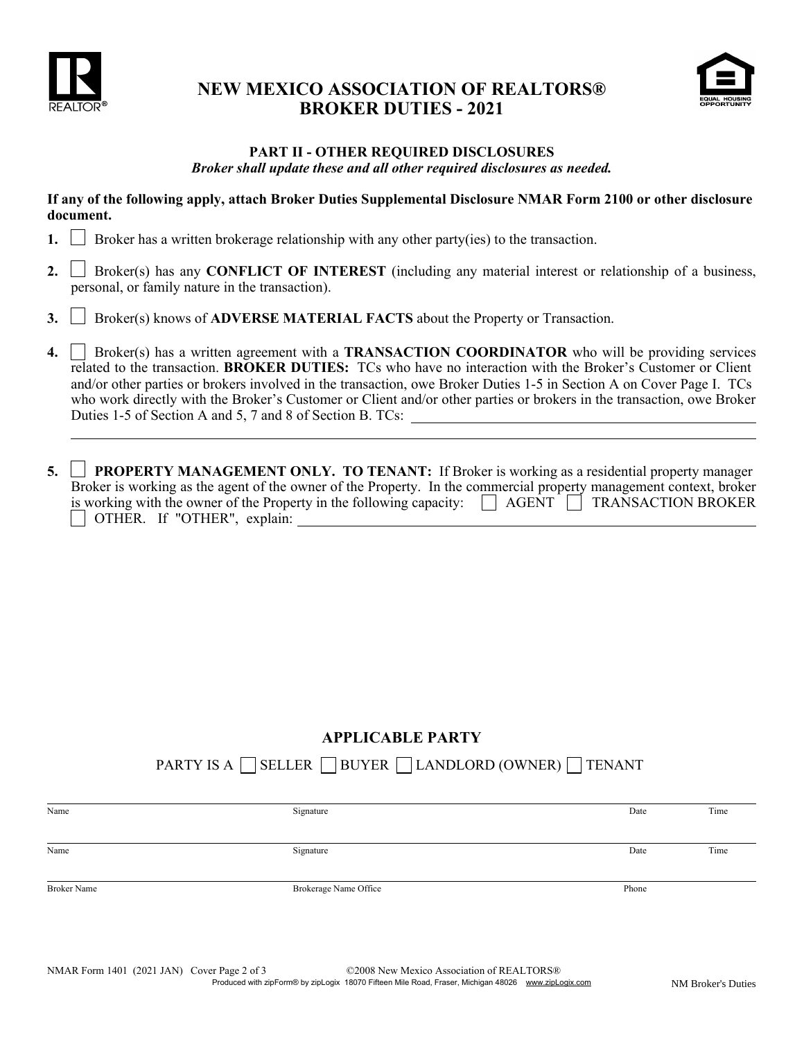# NEW MEXICO ASSOCIATION OF REALTORS®
# BROKER DUTIES - 2021

## PART II - OTHER REQUIRED DISCLOSURES

***Broker shall update these and all other required disclosures as needed.***

**If any of the following apply, attach Broker Duties Supplemental Disclosure NMAR Form 2100 or other disclosure document.**

**1.** ☐ Broker has a written brokerage relationship with any other party(ies) to the transaction.

**2.** ☐ Broker(s) has any **CONFLICT OF INTEREST** (including any material interest or relationship of a business, personal, or family nature in the transaction).

**3.** ☐ Broker(s) knows of **ADVERSE MATERIAL FACTS** about the Property or Transaction.

**4.** ☐ Broker(s) has a written agreement with a **TRANSACTION COORDINATOR** who will be providing services related to the transaction. **BROKER DUTIES:** TCs who have no interaction with the Broker's Customer or Client and/or other parties or brokers involved in the transaction, owe Broker Duties 1-5 in Section A on Cover Page I. TCs who work directly with the Broker's Customer or Client and/or other parties or brokers in the transaction, owe Broker Duties 1-5 of Section A and 5, 7 and 8 of Section B. TCs: ______________________________

______________________________________________________________________

**5.** ☐ **PROPERTY MANAGEMENT ONLY. TO TENANT:** If Broker is working as a residential property manager Broker is working as the agent of the owner of the Property. In the commercial property management context, broker is working with the owner of the Property in the following capacity: ☐ AGENT ☐ TRANSACTION BROKER ☐ OTHER. If "OTHER", explain: ______________________________

## APPLICABLE PARTY

PARTY IS A ☐ SELLER ☐ BUYER ☐ LANDLORD (OWNER) ☐ TENANT

| Name | Signature | Date | Time |
|---|---|---|---|
| Name | Signature | Date | Time |
| Broker Name | Brokerage Name Office | Phone | |

NMAR Form 1401 (2021 JAN) Cover Page 2 of 3 ©2008 New Mexico Association of REALTORS®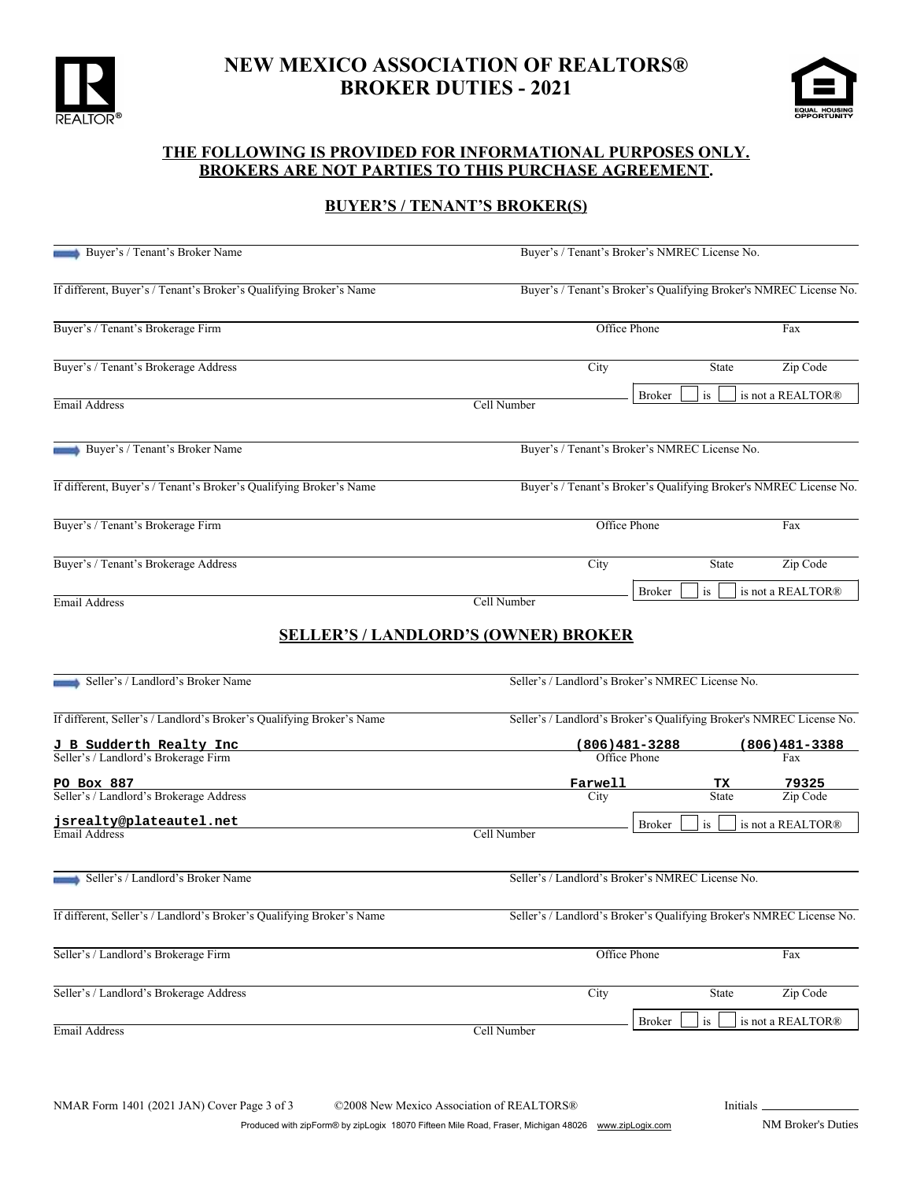# NEW MEXICO ASSOCIATION OF REALTORS® BROKER DUTIES - 2021

**THE FOLLOWING IS PROVIDED FOR INFORMATIONAL PURPOSES ONLY. BROKERS ARE NOT PARTIES TO THIS PURCHASE AGREEMENT.**

## BUYER'S / TENANT'S BROKER(S)

Buyer's / Tenant's Broker Name ______ Buyer's / Tenant's Broker's NMREC License No. ______

If different, Buyer's / Tenant's Broker's Qualifying Broker's Name ______ Buyer's / Tenant's Broker's Qualifying Broker's NMREC License No. ______

Buyer's / Tenant's Brokerage Firm ______ Office Phone ______ Fax ______

Buyer's / Tenant's Brokerage Address ______ City ______ State ______ Zip Code ______

Email Address ______ Cell Number ______ Broker ☐ is ☐ is not a REALTOR®

Buyer's / Tenant's Broker Name ______ Buyer's / Tenant's Broker's NMREC License No. ______

If different, Buyer's / Tenant's Broker's Qualifying Broker's Name ______ Buyer's / Tenant's Broker's Qualifying Broker's NMREC License No. ______

Buyer's / Tenant's Brokerage Firm ______ Office Phone ______ Fax ______

Buyer's / Tenant's Brokerage Address ______ City ______ State ______ Zip Code ______

Email Address ______ Cell Number ______ Broker ☐ is ☐ is not a REALTOR®

## SELLER'S / LANDLORD'S (OWNER) BROKER

Seller's / Landlord's Broker Name ______ Seller's / Landlord's Broker's NMREC License No. ______

If different, Seller's / Landlord's Broker's Qualifying Broker's Name ______ Seller's / Landlord's Broker's Qualifying Broker's NMREC License No. ______

Seller's / Landlord's Brokerage Firm: J B Sudderth Realty Inc Office Phone: (806)481-3288 Fax: (806)481-3388

Seller's / Landlord's Brokerage Address: PO Box 887 City: Farwell State: TX Zip Code: 79325

Email Address: jsrealty@plateautel.net Cell Number ______ Broker ☐ is ☐ is not a REALTOR®

Seller's / Landlord's Broker Name ______ Seller's / Landlord's Broker's NMREC License No. ______

If different, Seller's / Landlord's Broker's Qualifying Broker's Name ______ Seller's / Landlord's Broker's Qualifying Broker's NMREC License No. ______

Seller's / Landlord's Brokerage Firm ______ Office Phone ______ Fax ______

Seller's / Landlord's Brokerage Address ______ City ______ State ______ Zip Code ______

Email Address ______ Cell Number ______ Broker ☐ is ☐ is not a REALTOR®

NMAR Form 1401 (2021 JAN) Cover Page 3 of 3 ©2008 New Mexico Association of REALTORS® Initials ______

Produced with zipForm® by zipLogix 18070 Fifteen Mile Road, Fraser, Michigan 48026 www.zipLogix.com NM Broker's Duties